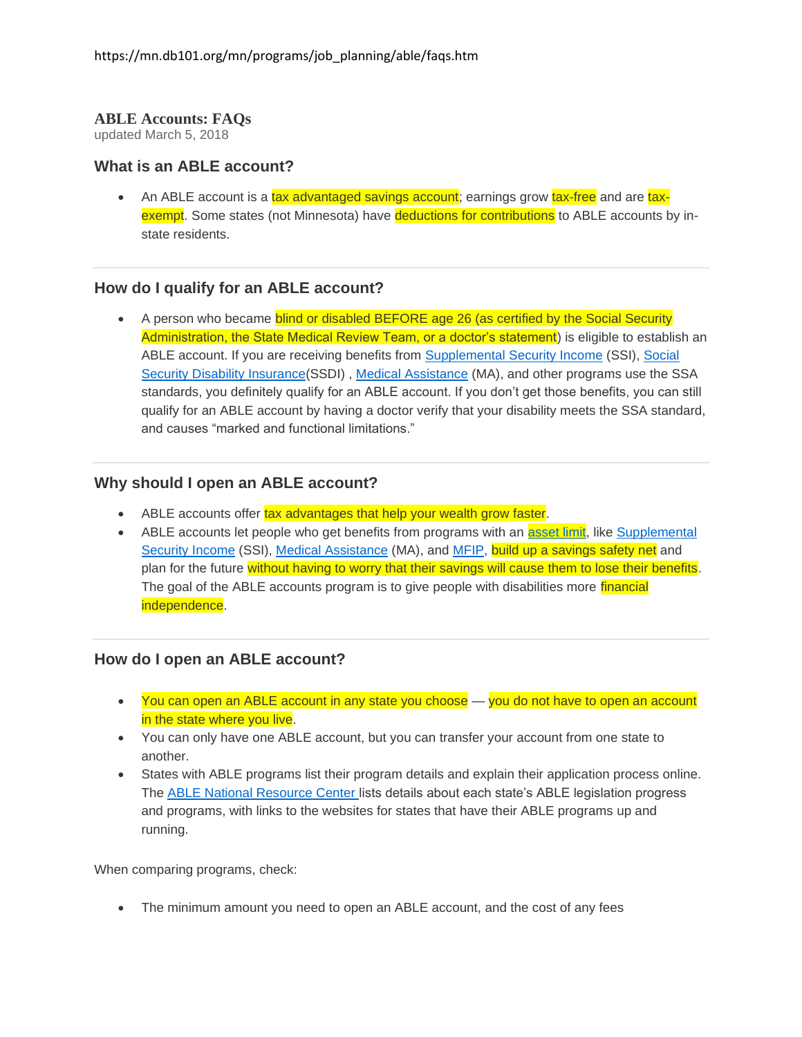https://mn.db101.org/mn/programs/job_planning/able/faqs.htm

# ABLE Accounts: FAQs

updated March 5, 2018

## What is an ABLE account?

- An ABLE account is a tax advantaged savings account; earnings grow tax-free and are tax-exempt. Some states (not Minnesota) have deductions for contributions to ABLE accounts by in-state residents.

## How do I qualify for an ABLE account?

- A person who became blind or disabled BEFORE age 26 (as certified by the Social Security Administration, the State Medical Review Team, or a doctor's statement) is eligible to establish an ABLE account. If you are receiving benefits from Supplemental Security Income (SSI), Social Security Disability Insurance(SSDI) , Medical Assistance (MA), and other programs use the SSA standards, you definitely qualify for an ABLE account. If you don't get those benefits, you can still qualify for an ABLE account by having a doctor verify that your disability meets the SSA standard, and causes "marked and functional limitations."

## Why should I open an ABLE account?

- ABLE accounts offer tax advantages that help your wealth grow faster.
- ABLE accounts let people who get benefits from programs with an asset limit, like Supplemental Security Income (SSI), Medical Assistance (MA), and MFIP, build up a savings safety net and plan for the future without having to worry that their savings will cause them to lose their benefits. The goal of the ABLE accounts program is to give people with disabilities more financial independence.

## How do I open an ABLE account?

- You can open an ABLE account in any state you choose — you do not have to open an account in the state where you live.
- You can only have one ABLE account, but you can transfer your account from one state to another.
- States with ABLE programs list their program details and explain their application process online. The ABLE National Resource Center lists details about each state's ABLE legislation progress and programs, with links to the websites for states that have their ABLE programs up and running.

When comparing programs, check:

- The minimum amount you need to open an ABLE account, and the cost of any fees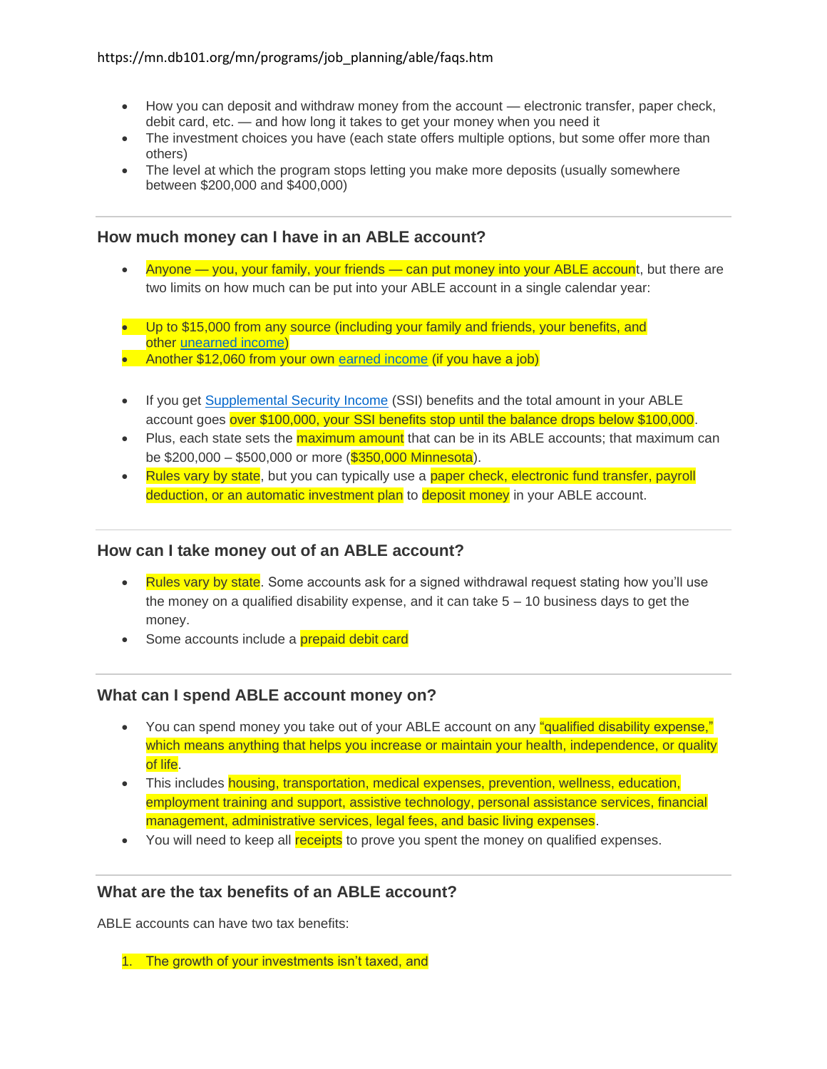- How you can deposit and withdraw money from the account — electronic transfer, paper check, debit card, etc. — and how long it takes to get your money when you need it
- The investment choices you have (each state offers multiple options, but some offer more than others)
- The level at which the program stops letting you make more deposits (usually somewhere between $200,000 and $400,000)

---

### How much money can I have in an ABLE account?

- Anyone — you, your family, your friends — can put money into your ABLE account, but there are two limits on how much can be put into your ABLE account in a single calendar year:

- Up to $15,000 from any source (including your family and friends, your benefits, and other unearned income)
- Another $12,060 from your own earned income (if you have a job)

- If you get Supplemental Security Income (SSI) benefits and the total amount in your ABLE account goes over $100,000, your SSI benefits stop until the balance drops below $100,000.
- Plus, each state sets the maximum amount that can be in its ABLE accounts; that maximum can be $200,000 – $500,000 or more ($350,000 Minnesota).
- Rules vary by state, but you can typically use a paper check, electronic fund transfer, payroll deduction, or an automatic investment plan to deposit money in your ABLE account.

---

### How can I take money out of an ABLE account?

- Rules vary by state. Some accounts ask for a signed withdrawal request stating how you'll use the money on a qualified disability expense, and it can take 5 – 10 business days to get the money.
- Some accounts include a prepaid debit card

---

### What can I spend ABLE account money on?

- You can spend money you take out of your ABLE account on any "qualified disability expense," which means anything that helps you increase or maintain your health, independence, or quality of life.
- This includes housing, transportation, medical expenses, prevention, wellness, education, employment training and support, assistive technology, personal assistance services, financial management, administrative services, legal fees, and basic living expenses.
- You will need to keep all receipts to prove you spent the money on qualified expenses.

---

### What are the tax benefits of an ABLE account?

ABLE accounts can have two tax benefits:

1. The growth of your investments isn't taxed, and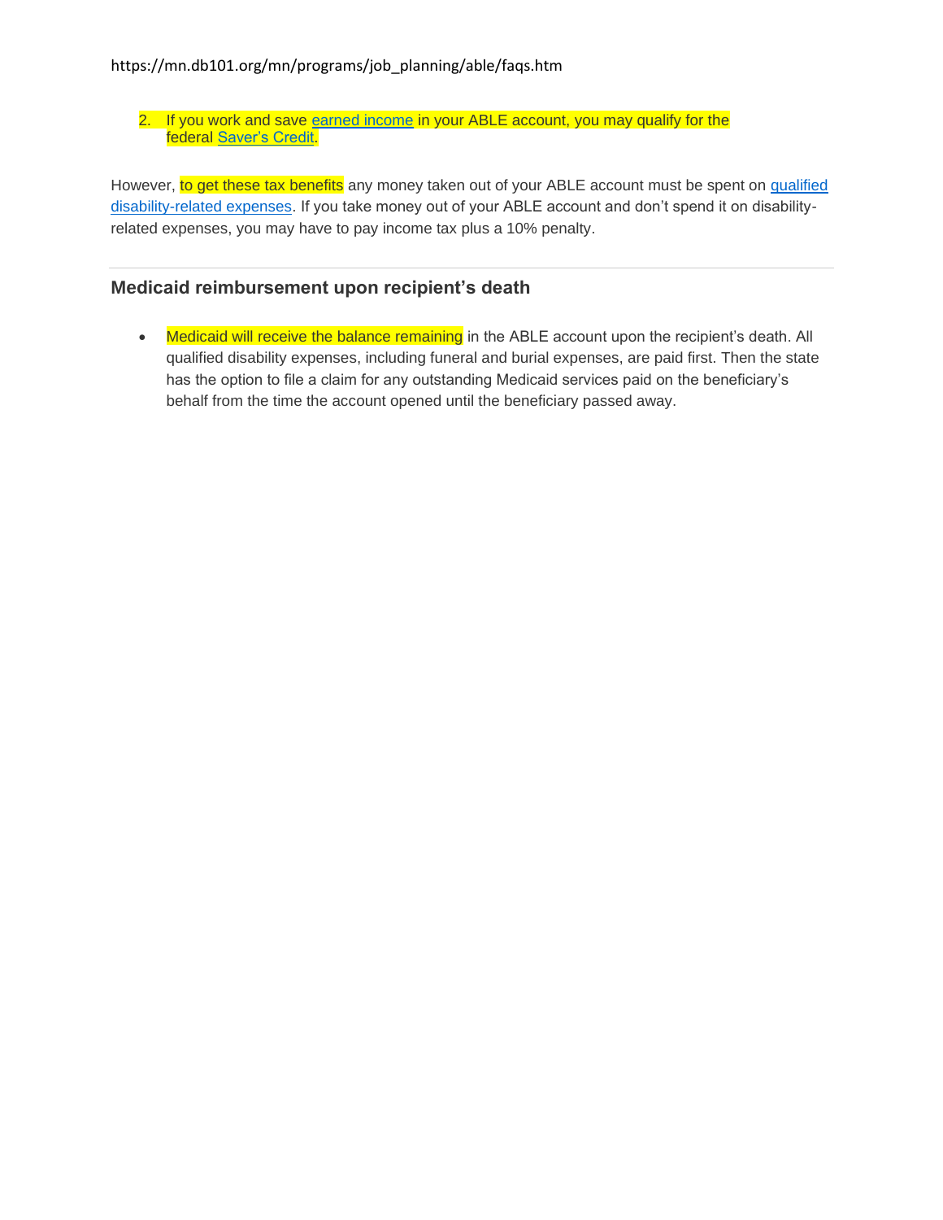https://mn.db101.org/mn/programs/job_planning/able/faqs.htm

2. If you work and save earned income in your ABLE account, you may qualify for the federal Saver's Credit.

However, to get these tax benefits any money taken out of your ABLE account must be spent on qualified disability-related expenses. If you take money out of your ABLE account and don't spend it on disability-related expenses, you may have to pay income tax plus a 10% penalty.

---

### Medicaid reimbursement upon recipient's death

- Medicaid will receive the balance remaining in the ABLE account upon the recipient's death. All qualified disability expenses, including funeral and burial expenses, are paid first. Then the state has the option to file a claim for any outstanding Medicaid services paid on the beneficiary's behalf from the time the account opened until the beneficiary passed away.